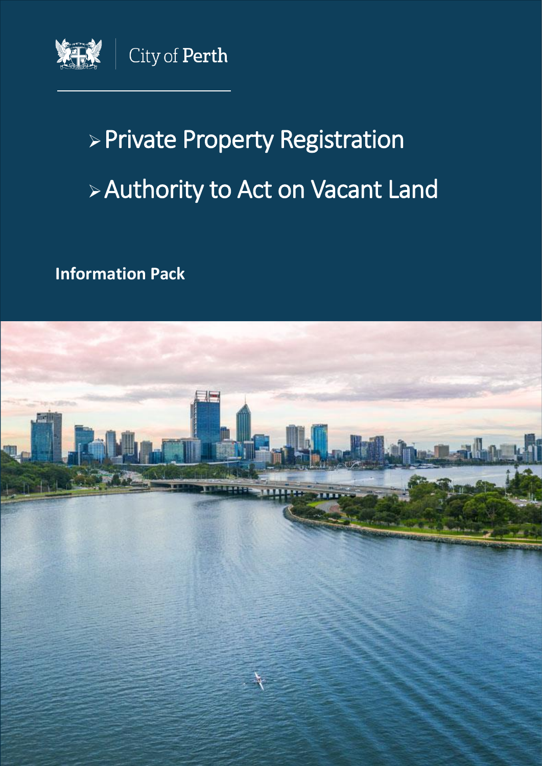City of Perth

# Private Property Registration

# Authority to Act on Vacant Land

**Information Pack**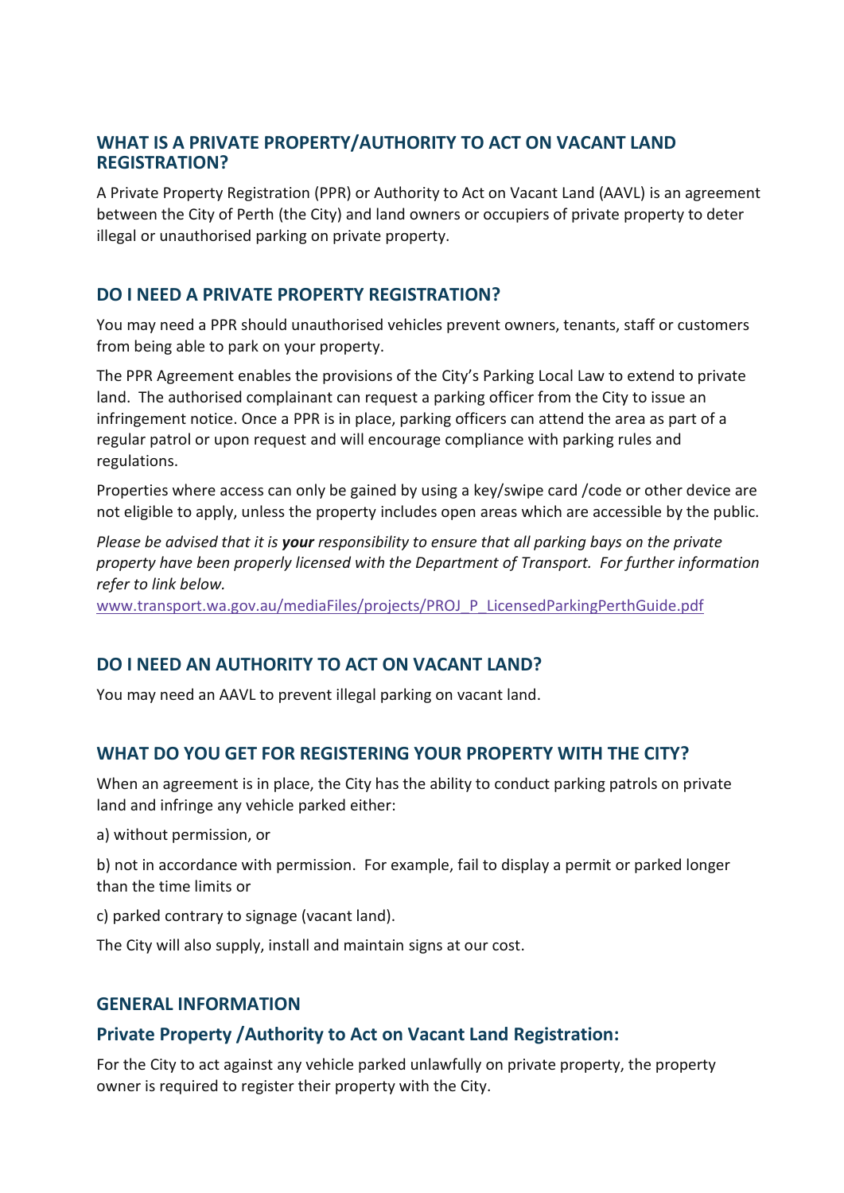## WHAT IS A PRIVATE PROPERTY/AUTHORITY TO ACT ON VACANT LAND REGISTRATION?

A Private Property Registration (PPR) or Authority to Act on Vacant Land (AAVL) is an agreement between the City of Perth (the City) and land owners or occupiers of private property to deter illegal or unauthorised parking on private property.

## DO I NEED A PRIVATE PROPERTY REGISTRATION?

You may need a PPR should unauthorised vehicles prevent owners, tenants, staff or customers from being able to park on your property.

The PPR Agreement enables the provisions of the City's Parking Local Law to extend to private land. The authorised complainant can request a parking officer from the City to issue an infringement notice. Once a PPR is in place, parking officers can attend the area as part of a regular patrol or upon request and will encourage compliance with parking rules and regulations.

Properties where access can only be gained by using a key/swipe card /code or other device are not eligible to apply, unless the property includes open areas which are accessible by the public.

*Please be advised that it is **your** responsibility to ensure that all parking bays on the private property have been properly licensed with the Department of Transport. For further information refer to link below.*
www.transport.wa.gov.au/mediaFiles/projects/PROJ_P_LicensedParkingPerthGuide.pdf

## DO I NEED AN AUTHORITY TO ACT ON VACANT LAND?

You may need an AAVL to prevent illegal parking on vacant land.

## WHAT DO YOU GET FOR REGISTERING YOUR PROPERTY WITH THE CITY?

When an agreement is in place, the City has the ability to conduct parking patrols on private land and infringe any vehicle parked either:

a) without permission, or

b) not in accordance with permission. For example, fail to display a permit or parked longer than the time limits or

c) parked contrary to signage (vacant land).

The City will also supply, install and maintain signs at our cost.

## GENERAL INFORMATION

### Private Property /Authority to Act on Vacant Land Registration:

For the City to act against any vehicle parked unlawfully on private property, the property owner is required to register their property with the City.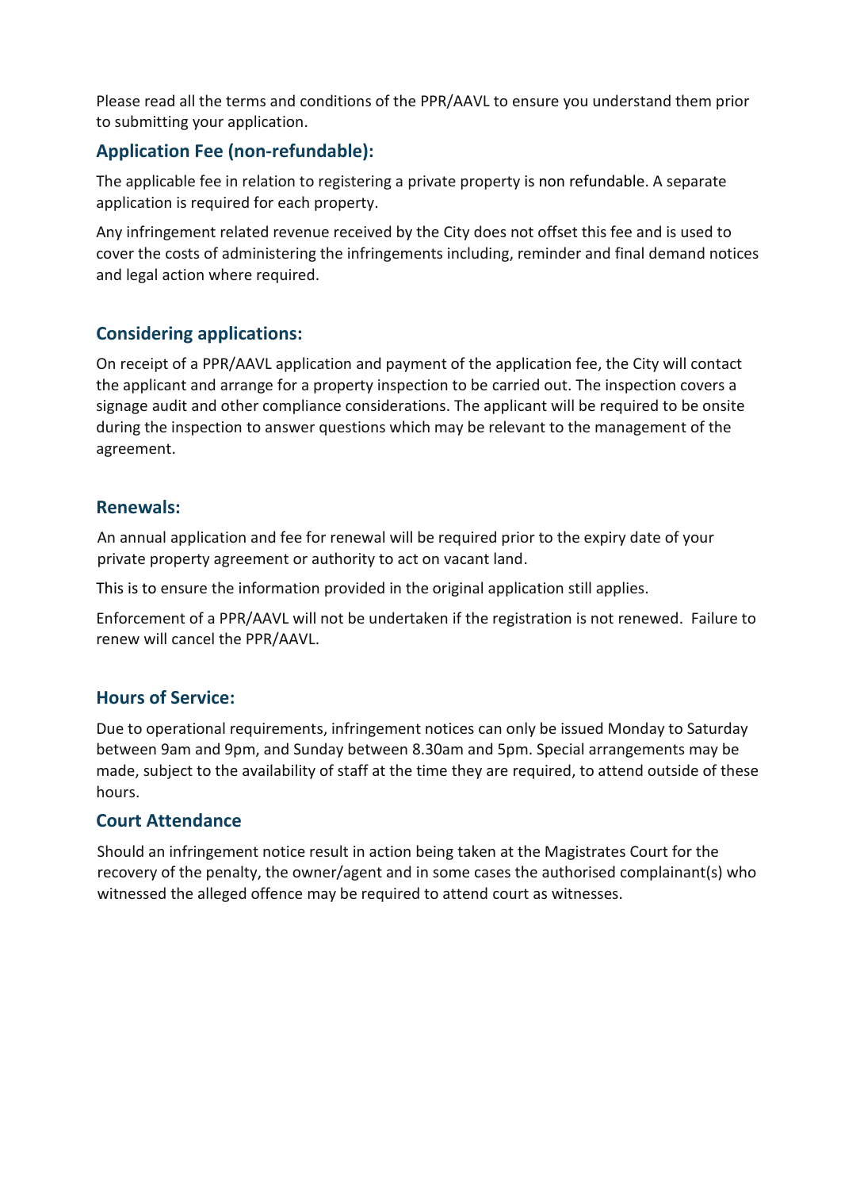Please read all the terms and conditions of the PPR/AAVL to ensure you understand them prior to submitting your application.

## Application Fee (non-refundable):

The applicable fee in relation to registering a private property is non refundable. A separate application is required for each property.

Any infringement related revenue received by the City does not offset this fee and is used to cover the costs of administering the infringements including, reminder and final demand notices and legal action where required.

## Considering applications:

On receipt of a PPR/AAVL application and payment of the application fee, the City will contact the applicant and arrange for a property inspection to be carried out. The inspection covers a signage audit and other compliance considerations. The applicant will be required to be onsite during the inspection to answer questions which may be relevant to the management of the agreement.

## Renewals:

An annual application and fee for renewal will be required prior to the expiry date of your private property agreement or authority to act on vacant land.

This is to ensure the information provided in the original application still applies.

Enforcement of a PPR/AAVL will not be undertaken if the registration is not renewed. Failure to renew will cancel the PPR/AAVL.

## Hours of Service:

Due to operational requirements, infringement notices can only be issued Monday to Saturday between 9am and 9pm, and Sunday between 8.30am and 5pm. Special arrangements may be made, subject to the availability of staff at the time they are required, to attend outside of these hours.

## Court Attendance

Should an infringement notice result in action being taken at the Magistrates Court for the recovery of the penalty, the owner/agent and in some cases the authorised complainant(s) who witnessed the alleged offence may be required to attend court as witnesses.